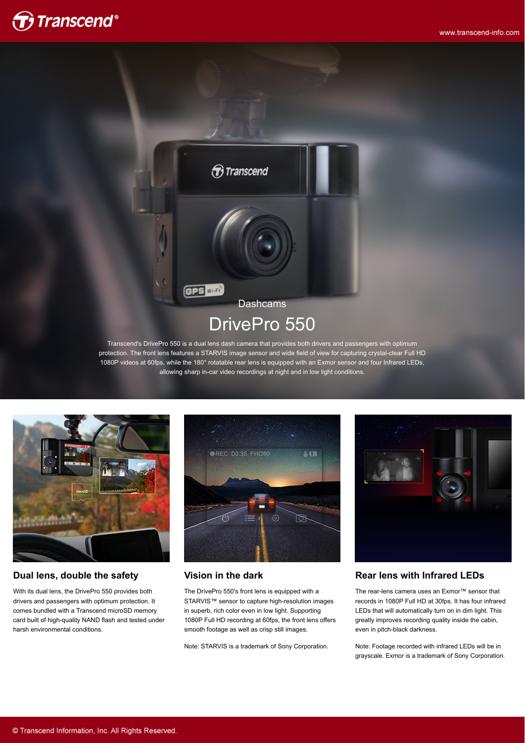Dashcams

# DrivePro 550

Transcend's DrivePro 550 is a dual lens dash camera that provides both drivers and passengers with optimum protection. The front lens features a STARVIS image sensor and wide field of view for capturing crystal-clear Full HD 1080P videos at 60fps, while the 180° rotatable rear lens is equipped with an Exmor sensor and four Infrared LEDs, allowing sharp in-car video recordings at night and in low light conditions.

## Dual lens, double the safety

With its dual lens, the DrivePro 550 provides both drivers and passengers with optimum protection. It comes bundled with a Transcend microSD memory card built of high-quality NAND flash and tested under harsh environmental conditions.

## Vision in the dark

The DrivePro 550's front lens is equipped with a STARVIS™ sensor to capture high-resolution images in superb, rich color even in low light. Supporting 1080P Full HD recording at 60fps, the front lens offers smooth footage as well as crisp still images.

Note: STARVIS is a trademark of Sony Corporation.

## Rear lens with Infrared LEDs

The rear-lens camera uses an Exmor™ sensor that records in 1080P Full HD at 30fps. It has four infrared LEDs that will automatically turn on in dim light. This greatly improves recording quality inside the cabin, even in pitch-black darkness.

Note: Footage recorded with infrared LEDs will be in grayscale. Exmor is a trademark of Sony Corporation.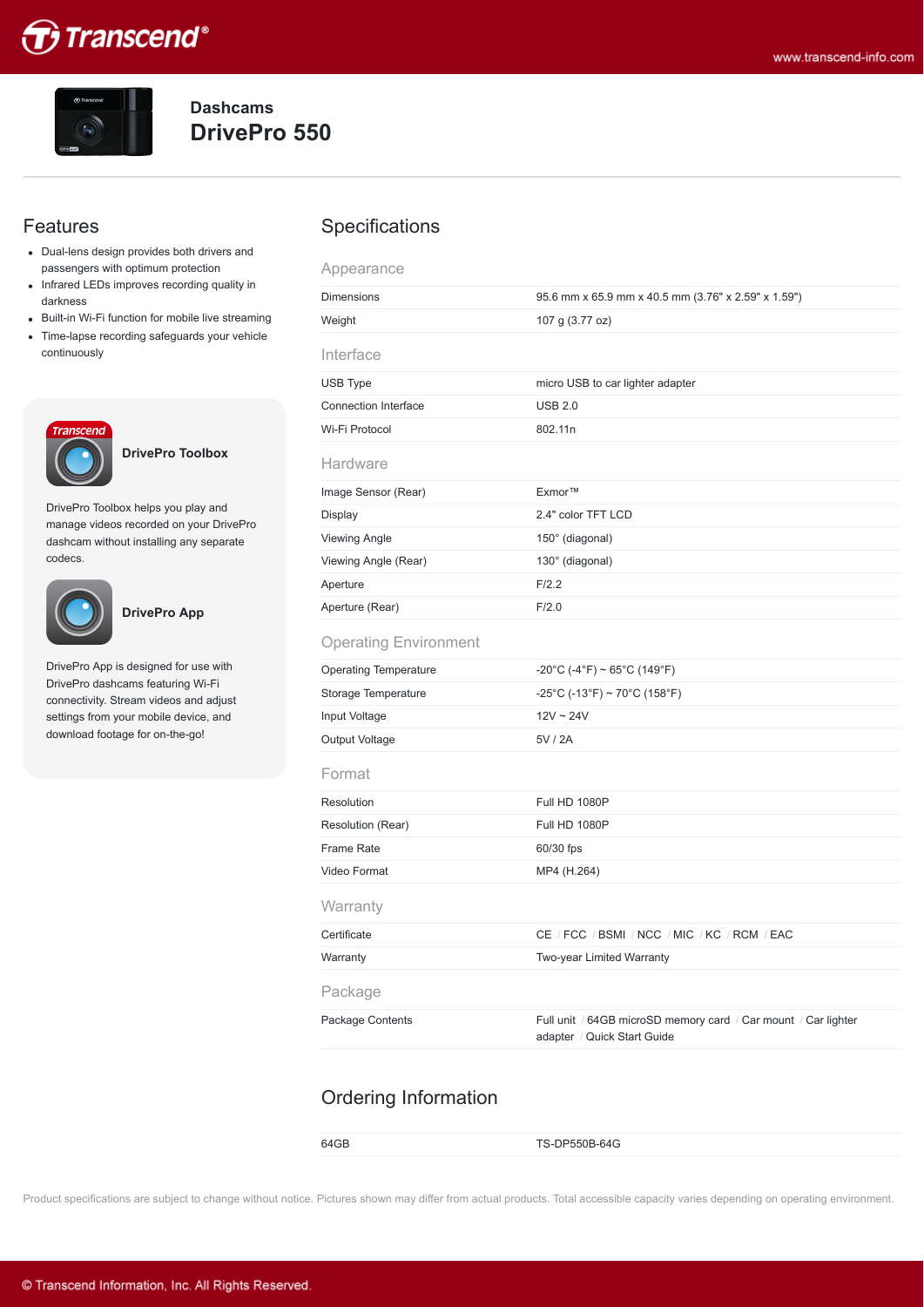# Dashcams

## DrivePro 550

## Features

- Dual-lens design provides both drivers and passengers with optimum protection
- Infrared LEDs improves recording quality in darkness
- Built-in Wi-Fi function for mobile live streaming
- Time-lapse recording safeguards your vehicle continuously

### DrivePro Toolbox

DrivePro Toolbox helps you play and manage videos recorded on your DrivePro dashcam without installing any separate codecs.

### DrivePro App

DrivePro App is designed for use with DrivePro dashcams featuring Wi-Fi connectivity. Stream videos and adjust settings from your mobile device, and download footage for on-the-go!

## Specifications

### Appearance

| | |
|---|---|
| Dimensions | 95.6 mm x 65.9 mm x 40.5 mm (3.76" x 2.59" x 1.59") |
| Weight | 107 g (3.77 oz) |

### Interface

| | |
|---|---|
| USB Type | micro USB to car lighter adapter |
| Connection Interface | USB 2.0 |
| Wi-Fi Protocol | 802.11n |

### Hardware

| | |
|---|---|
| Image Sensor (Rear) | Exmor™ |
| Display | 2.4" color TFT LCD |
| Viewing Angle | 150° (diagonal) |
| Viewing Angle (Rear) | 130° (diagonal) |
| Aperture | F/2.2 |
| Aperture (Rear) | F/2.0 |

### Operating Environment

| | |
|---|---|
| Operating Temperature | -20°C (-4°F) ~ 65°C (149°F) |
| Storage Temperature | -25°C (-13°F) ~ 70°C (158°F) |
| Input Voltage | 12V ~ 24V |
| Output Voltage | 5V / 2A |

### Format

| | |
|---|---|
| Resolution | Full HD 1080P |
| Resolution (Rear) | Full HD 1080P |
| Frame Rate | 60/30 fps |
| Video Format | MP4 (H.264) |

### Warranty

| | |
|---|---|
| Certificate | CE / FCC / BSMI / NCC / MIC / KC / RCM / EAC |
| Warranty | Two-year Limited Warranty |

### Package

| | |
|---|---|
| Package Contents | Full unit / 64GB microSD memory card / Car mount / Car lighter adapter / Quick Start Guide |

## Ordering Information

| | |
|---|---|
| 64GB | TS-DP550B-64G |

Product specifications are subject to change without notice. Pictures shown may differ from actual products. Total accessible capacity varies depending on operating environment.